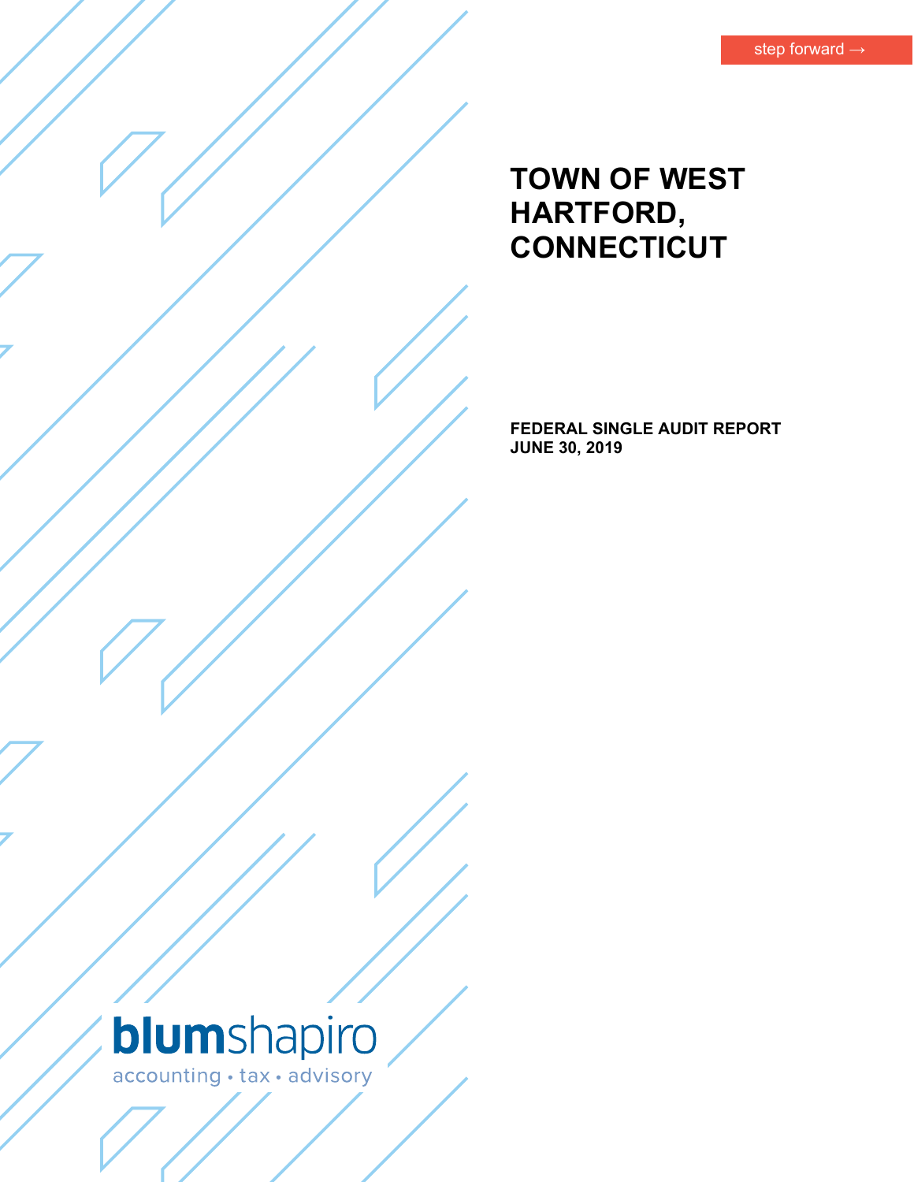step forward →

# TOWN OF WEST HARTFORD, CONNECTICUT

**FEDERAL SINGLE AUDIT REPORT**
**JUNE 30, 2019**

blumshapiro
accounting • tax • advisory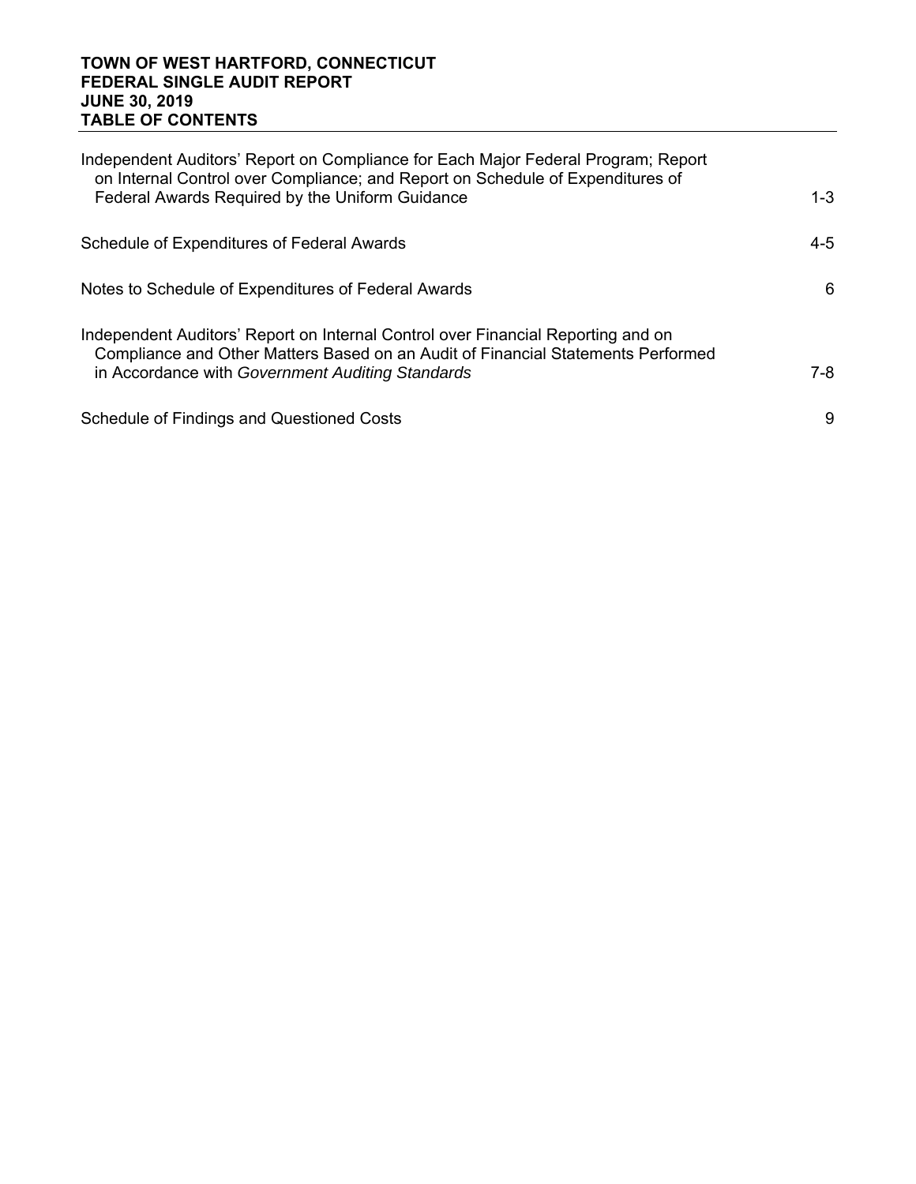**TOWN OF WEST HARTFORD, CONNECTICUT**
**FEDERAL SINGLE AUDIT REPORT**
**JUNE 30, 2019**
**TABLE OF CONTENTS**

| | |
|---|---|
| Independent Auditors' Report on Compliance for Each Major Federal Program; Report on Internal Control over Compliance; and Report on Schedule of Expenditures of Federal Awards Required by the Uniform Guidance | 1-3 |
| Schedule of Expenditures of Federal Awards | 4-5 |
| Notes to Schedule of Expenditures of Federal Awards | 6 |
| Independent Auditors' Report on Internal Control over Financial Reporting and on Compliance and Other Matters Based on an Audit of Financial Statements Performed in Accordance with *Government Auditing Standards* | 7-8 |
| Schedule of Findings and Questioned Costs | 9 |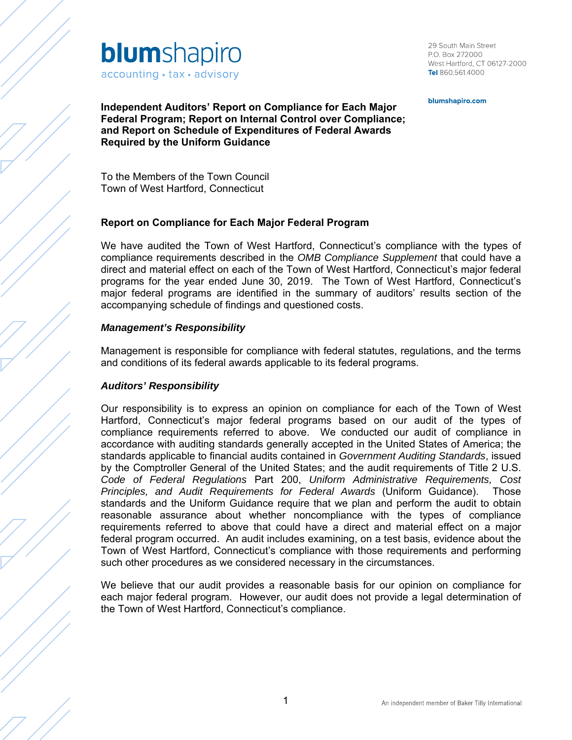blumshapiro
accounting • tax • advisory

29 South Main Street
P.O. Box 272000
West Hartford, CT 06127-2000
**Tel** 860.561.4000

**blumshapiro.com**

**Independent Auditors' Report on Compliance for Each Major Federal Program; Report on Internal Control over Compliance; and Report on Schedule of Expenditures of Federal Awards Required by the Uniform Guidance**

To the Members of the Town Council
Town of West Hartford, Connecticut

## Report on Compliance for Each Major Federal Program

We have audited the Town of West Hartford, Connecticut's compliance with the types of compliance requirements described in the *OMB Compliance Supplement* that could have a direct and material effect on each of the Town of West Hartford, Connecticut's major federal programs for the year ended June 30, 2019. The Town of West Hartford, Connecticut's major federal programs are identified in the summary of auditors' results section of the accompanying schedule of findings and questioned costs.

### *Management's Responsibility*

Management is responsible for compliance with federal statutes, regulations, and the terms and conditions of its federal awards applicable to its federal programs.

### *Auditors' Responsibility*

Our responsibility is to express an opinion on compliance for each of the Town of West Hartford, Connecticut's major federal programs based on our audit of the types of compliance requirements referred to above. We conducted our audit of compliance in accordance with auditing standards generally accepted in the United States of America; the standards applicable to financial audits contained in *Government Auditing Standards*, issued by the Comptroller General of the United States; and the audit requirements of Title 2 U.S. *Code of Federal Regulations* Part 200, *Uniform Administrative Requirements, Cost Principles, and Audit Requirements for Federal Awards* (Uniform Guidance). Those standards and the Uniform Guidance require that we plan and perform the audit to obtain reasonable assurance about whether noncompliance with the types of compliance requirements referred to above that could have a direct and material effect on a major federal program occurred. An audit includes examining, on a test basis, evidence about the Town of West Hartford, Connecticut's compliance with those requirements and performing such other procedures as we considered necessary in the circumstances.

We believe that our audit provides a reasonable basis for our opinion on compliance for each major federal program. However, our audit does not provide a legal determination of the Town of West Hartford, Connecticut's compliance.

An independent member of Baker Tilly International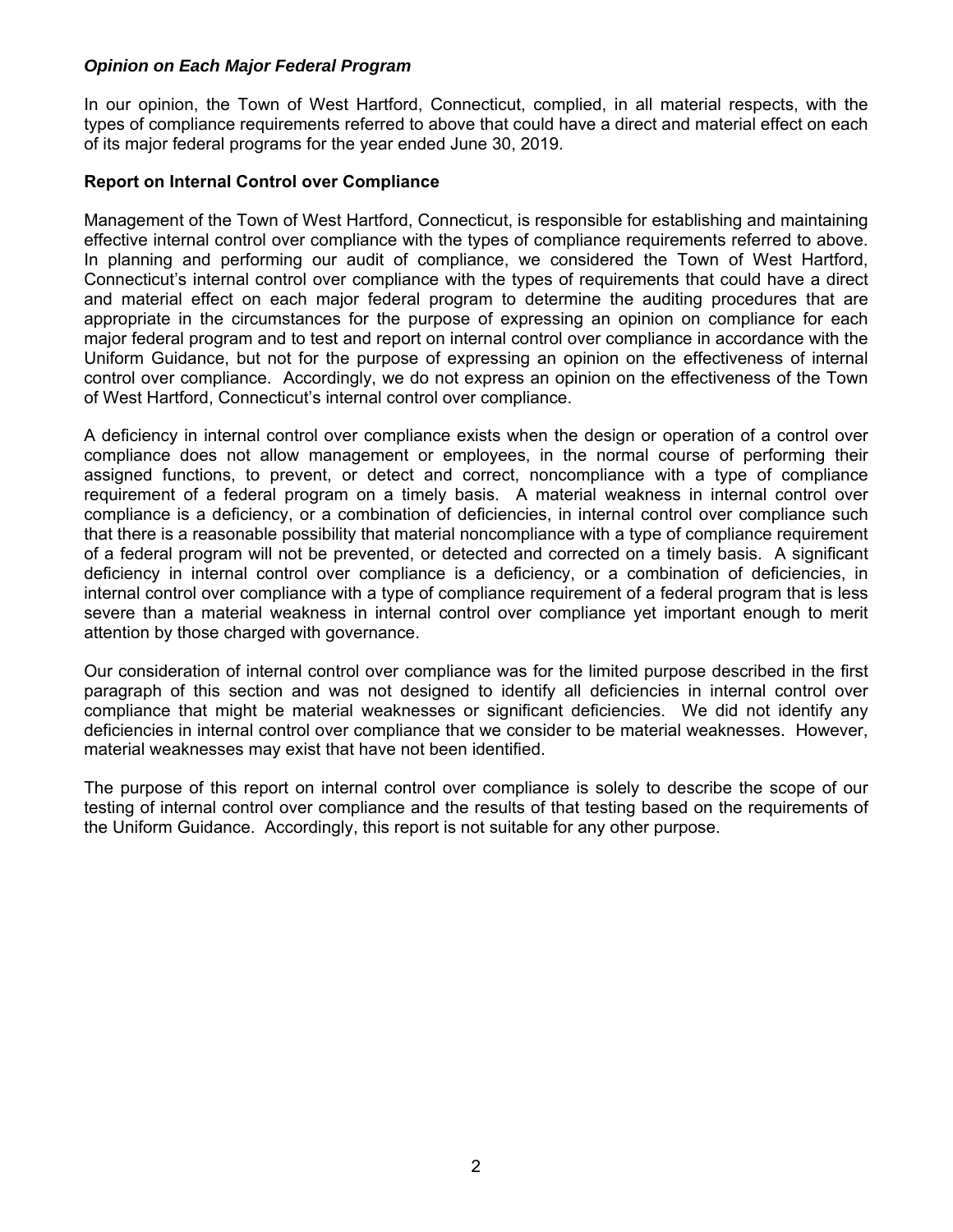***Opinion on Each Major Federal Program***

In our opinion, the Town of West Hartford, Connecticut, complied, in all material respects, with the types of compliance requirements referred to above that could have a direct and material effect on each of its major federal programs for the year ended June 30, 2019.

**Report on Internal Control over Compliance**

Management of the Town of West Hartford, Connecticut, is responsible for establishing and maintaining effective internal control over compliance with the types of compliance requirements referred to above. In planning and performing our audit of compliance, we considered the Town of West Hartford, Connecticut's internal control over compliance with the types of requirements that could have a direct and material effect on each major federal program to determine the auditing procedures that are appropriate in the circumstances for the purpose of expressing an opinion on compliance for each major federal program and to test and report on internal control over compliance in accordance with the Uniform Guidance, but not for the purpose of expressing an opinion on the effectiveness of internal control over compliance. Accordingly, we do not express an opinion on the effectiveness of the Town of West Hartford, Connecticut's internal control over compliance.

A deficiency in internal control over compliance exists when the design or operation of a control over compliance does not allow management or employees, in the normal course of performing their assigned functions, to prevent, or detect and correct, noncompliance with a type of compliance requirement of a federal program on a timely basis. A material weakness in internal control over compliance is a deficiency, or a combination of deficiencies, in internal control over compliance such that there is a reasonable possibility that material noncompliance with a type of compliance requirement of a federal program will not be prevented, or detected and corrected on a timely basis. A significant deficiency in internal control over compliance is a deficiency, or a combination of deficiencies, in internal control over compliance with a type of compliance requirement of a federal program that is less severe than a material weakness in internal control over compliance yet important enough to merit attention by those charged with governance.

Our consideration of internal control over compliance was for the limited purpose described in the first paragraph of this section and was not designed to identify all deficiencies in internal control over compliance that might be material weaknesses or significant deficiencies. We did not identify any deficiencies in internal control over compliance that we consider to be material weaknesses. However, material weaknesses may exist that have not been identified.

The purpose of this report on internal control over compliance is solely to describe the scope of our testing of internal control over compliance and the results of that testing based on the requirements of the Uniform Guidance. Accordingly, this report is not suitable for any other purpose.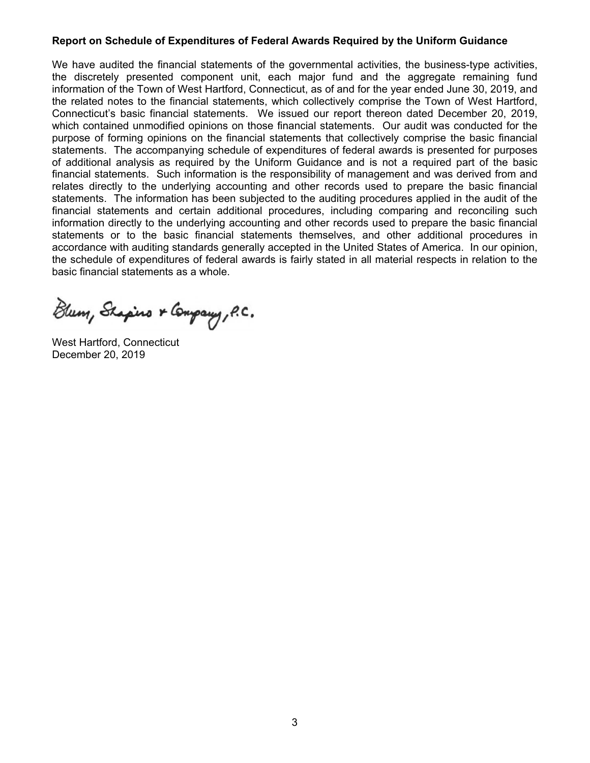**Report on Schedule of Expenditures of Federal Awards Required by the Uniform Guidance**

We have audited the financial statements of the governmental activities, the business-type activities, the discretely presented component unit, each major fund and the aggregate remaining fund information of the Town of West Hartford, Connecticut, as of and for the year ended June 30, 2019, and the related notes to the financial statements, which collectively comprise the Town of West Hartford, Connecticut's basic financial statements. We issued our report thereon dated December 20, 2019, which contained unmodified opinions on those financial statements. Our audit was conducted for the purpose of forming opinions on the financial statements that collectively comprise the basic financial statements. The accompanying schedule of expenditures of federal awards is presented for purposes of additional analysis as required by the Uniform Guidance and is not a required part of the basic financial statements. Such information is the responsibility of management and was derived from and relates directly to the underlying accounting and other records used to prepare the basic financial statements. The information has been subjected to the auditing procedures applied in the audit of the financial statements and certain additional procedures, including comparing and reconciling such information directly to the underlying accounting and other records used to prepare the basic financial statements or to the basic financial statements themselves, and other additional procedures in accordance with auditing standards generally accepted in the United States of America. In our opinion, the schedule of expenditures of federal awards is fairly stated in all material respects in relation to the basic financial statements as a whole.

Blum, Shapiro & Company, P.C.

West Hartford, Connecticut
December 20, 2019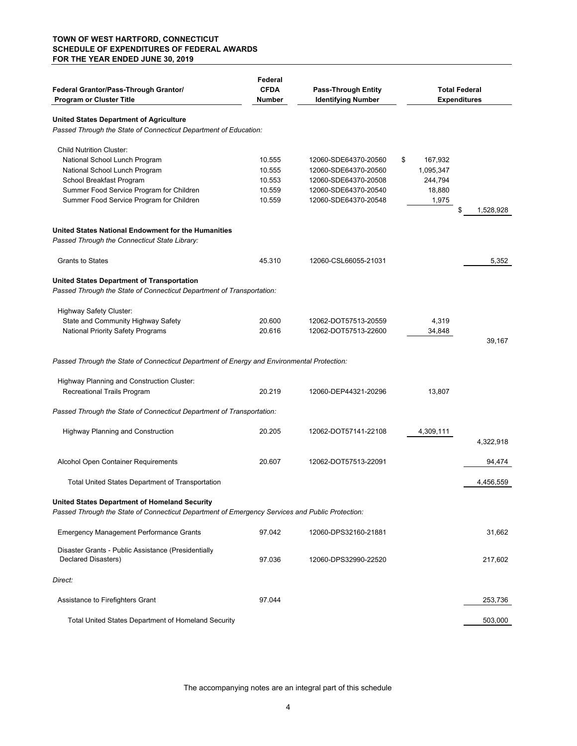**TOWN OF WEST HARTFORD, CONNECTICUT**
**SCHEDULE OF EXPENDITURES OF FEDERAL AWARDS**
**FOR THE YEAR ENDED JUNE 30, 2019**

| Federal Grantor/Pass-Through Grantor/ Program or Cluster Title | Federal CFDA Number | Pass-Through Entity Identifying Number | | Total Federal Expenditures |
|---|---|---|---|---|
| **United States Department of Agriculture** | | | | |
| *Passed Through the State of Connecticut Department of Education:* | | | | |
| Child Nutrition Cluster: | | | | |
| National School Lunch Program | 10.555 | 12060-SDE64370-20560 | $ 167,932 | |
| National School Lunch Program | 10.555 | 12060-SDE64370-20560 | 1,095,347 | |
| School Breakfast Program | 10.553 | 12060-SDE64370-20508 | 244,794 | |
| Summer Food Service Program for Children | 10.559 | 12060-SDE64370-20540 | 18,880 | |
| Summer Food Service Program for Children | 10.559 | 12060-SDE64370-20548 | 1,975 | |
| | | | | $ 1,528,928 |
| **United States National Endowment for the Humanities** | | | | |
| *Passed Through the Connecticut State Library:* | | | | |
| Grants to States | 45.310 | 12060-CSL66055-21031 | | 5,352 |
| **United States Department of Transportation** | | | | |
| *Passed Through the State of Connecticut Department of Transportation:* | | | | |
| Highway Safety Cluster: | | | | |
| State and Community Highway Safety | 20.600 | 12062-DOT57513-20559 | 4,319 | |
| National Priority Safety Programs | 20.616 | 12062-DOT57513-22600 | 34,848 | |
| | | | | 39,167 |
| *Passed Through the State of Connecticut Department of Energy and Environmental Protection:* | | | | |
| Highway Planning and Construction Cluster: | | | | |
| Recreational Trails Program | 20.219 | 12060-DEP44321-20296 | 13,807 | |
| *Passed Through the State of Connecticut Department of Transportation:* | | | | |
| Highway Planning and Construction | 20.205 | 12062-DOT57141-22108 | 4,309,111 | |
| | | | | 4,322,918 |
| Alcohol Open Container Requirements | 20.607 | 12062-DOT57513-22091 | | 94,474 |
| Total United States Department of Transportation | | | | 4,456,559 |
| **United States Department of Homeland Security** | | | | |
| *Passed Through the State of Connecticut Department of Emergency Services and Public Protection:* | | | | |
| Emergency Management Performance Grants | 97.042 | 12060-DPS32160-21881 | | 31,662 |
| Disaster Grants - Public Assistance (Presidentially Declared Disasters) | 97.036 | 12060-DPS32990-22520 | | 217,602 |
| *Direct:* | | | | |
| Assistance to Firefighters Grant | 97.044 | | | 253,736 |
| Total United States Department of Homeland Security | | | | 503,000 |

The accompanying notes are an integral part of this schedule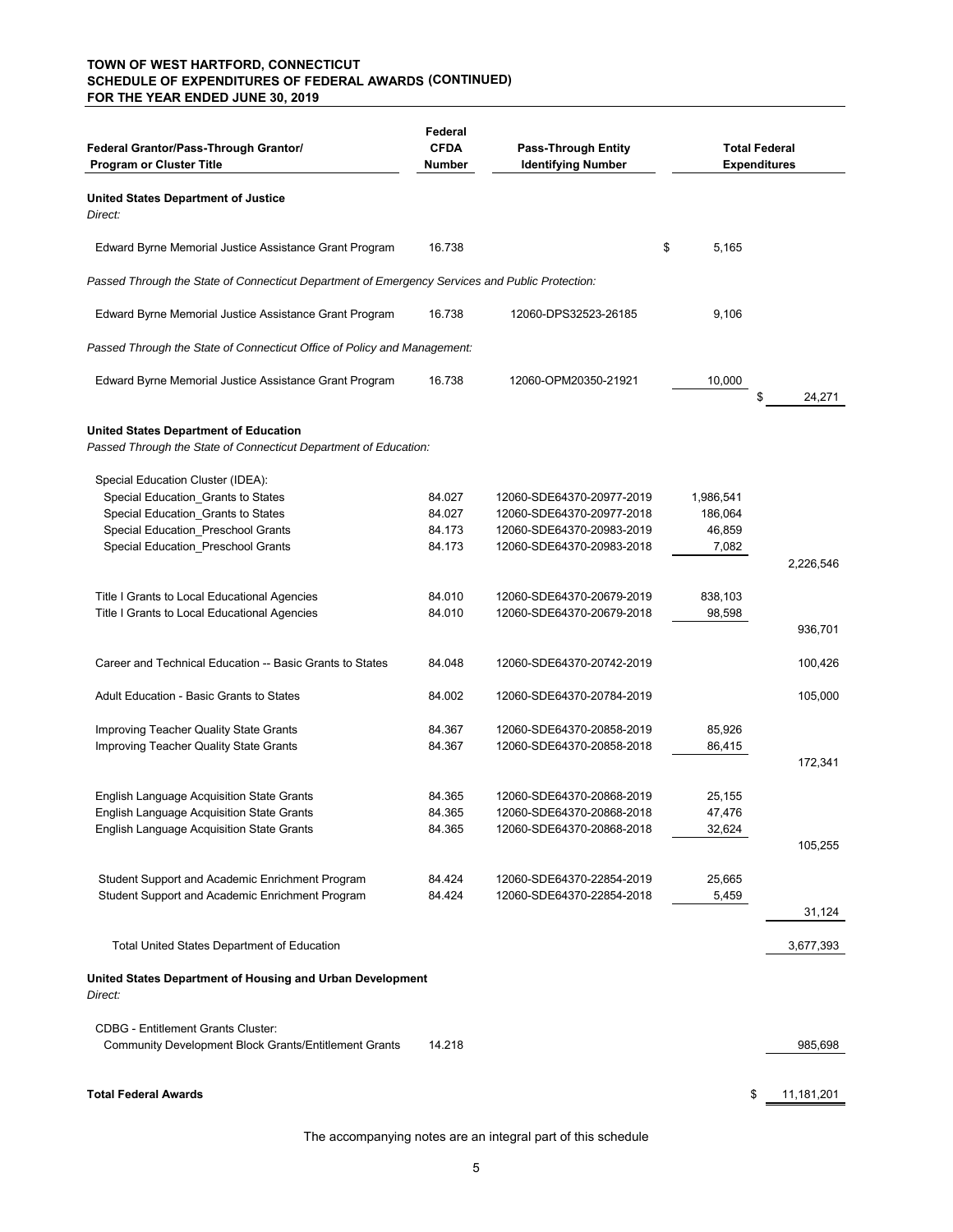**TOWN OF WEST HARTFORD, CONNECTICUT**
**SCHEDULE OF EXPENDITURES OF FEDERAL AWARDS (CONTINUED)**
**FOR THE YEAR ENDED JUNE 30, 2019**

| Federal Grantor/Pass-Through Grantor/ Program or Cluster Title | Federal CFDA Number | Pass-Through Entity Identifying Number | Total Federal Expenditures | |
|---|---|---|---|---|
| **United States Department of Justice** | | | | |
| *Direct:* | | | | |
| Edward Byrne Memorial Justice Assistance Grant Program | 16.738 | | $ 5,165 | |
| *Passed Through the State of Connecticut Department of Emergency Services and Public Protection:* | | | | |
| Edward Byrne Memorial Justice Assistance Grant Program | 16.738 | 12060-DPS32523-26185 | 9,106 | |
| *Passed Through the State of Connecticut Office of Policy and Management:* | | | | |
| Edward Byrne Memorial Justice Assistance Grant Program | 16.738 | 12060-OPM20350-21921 | 10,000 | |
| | | | | $ 24,271 |
| **United States Department of Education** | | | | |
| *Passed Through the State of Connecticut Department of Education:* | | | | |
| Special Education Cluster (IDEA): | | | | |
| Special Education_Grants to States | 84.027 | 12060-SDE64370-20977-2019 | 1,986,541 | |
| Special Education_Grants to States | 84.027 | 12060-SDE64370-20977-2018 | 186,064 | |
| Special Education_Preschool Grants | 84.173 | 12060-SDE64370-20983-2019 | 46,859 | |
| Special Education_Preschool Grants | 84.173 | 12060-SDE64370-20983-2018 | 7,082 | |
| | | | | 2,226,546 |
| Title I Grants to Local Educational Agencies | 84.010 | 12060-SDE64370-20679-2019 | 838,103 | |
| Title I Grants to Local Educational Agencies | 84.010 | 12060-SDE64370-20679-2018 | 98,598 | |
| | | | | 936,701 |
| Career and Technical Education -- Basic Grants to States | 84.048 | 12060-SDE64370-20742-2019 | | 100,426 |
| Adult Education - Basic Grants to States | 84.002 | 12060-SDE64370-20784-2019 | | 105,000 |
| Improving Teacher Quality State Grants | 84.367 | 12060-SDE64370-20858-2019 | 85,926 | |
| Improving Teacher Quality State Grants | 84.367 | 12060-SDE64370-20858-2018 | 86,415 | |
| | | | | 172,341 |
| English Language Acquisition State Grants | 84.365 | 12060-SDE64370-20868-2019 | 25,155 | |
| English Language Acquisition State Grants | 84.365 | 12060-SDE64370-20868-2018 | 47,476 | |
| English Language Acquisition State Grants | 84.365 | 12060-SDE64370-20868-2018 | 32,624 | |
| | | | | 105,255 |
| Student Support and Academic Enrichment Program | 84.424 | 12060-SDE64370-22854-2019 | 25,665 | |
| Student Support and Academic Enrichment Program | 84.424 | 12060-SDE64370-22854-2018 | 5,459 | |
| | | | | 31,124 |
| Total United States Department of Education | | | | 3,677,393 |
| **United States Department of Housing and Urban Development** | | | | |
| *Direct:* | | | | |
| CDBG - Entitlement Grants Cluster: | | | | |
| Community Development Block Grants/Entitlement Grants | 14.218 | | | 985,698 |
| **Total Federal Awards** | | | | $ 11,181,201 |

The accompanying notes are an integral part of this schedule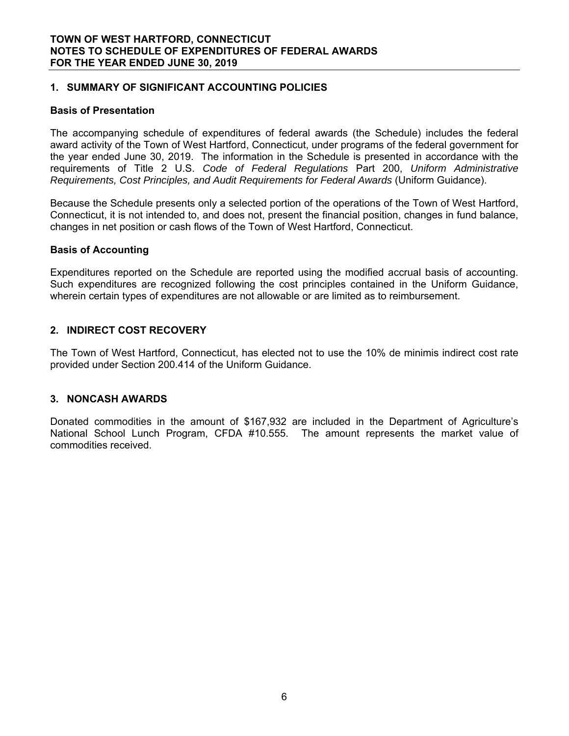**TOWN OF WEST HARTFORD, CONNECTICUT**
**NOTES TO SCHEDULE OF EXPENDITURES OF FEDERAL AWARDS**
**FOR THE YEAR ENDED JUNE 30, 2019**

## 1. SUMMARY OF SIGNIFICANT ACCOUNTING POLICIES

### Basis of Presentation

The accompanying schedule of expenditures of federal awards (the Schedule) includes the federal award activity of the Town of West Hartford, Connecticut, under programs of the federal government for the year ended June 30, 2019. The information in the Schedule is presented in accordance with the requirements of Title 2 U.S. *Code of Federal Regulations* Part 200, *Uniform Administrative Requirements, Cost Principles, and Audit Requirements for Federal Awards* (Uniform Guidance).

Because the Schedule presents only a selected portion of the operations of the Town of West Hartford, Connecticut, it is not intended to, and does not, present the financial position, changes in fund balance, changes in net position or cash flows of the Town of West Hartford, Connecticut.

### Basis of Accounting

Expenditures reported on the Schedule are reported using the modified accrual basis of accounting. Such expenditures are recognized following the cost principles contained in the Uniform Guidance, wherein certain types of expenditures are not allowable or are limited as to reimbursement.

## 2. INDIRECT COST RECOVERY

The Town of West Hartford, Connecticut, has elected not to use the 10% de minimis indirect cost rate provided under Section 200.414 of the Uniform Guidance.

## 3. NONCASH AWARDS

Donated commodities in the amount of $167,932 are included in the Department of Agriculture's National School Lunch Program, CFDA #10.555. The amount represents the market value of commodities received.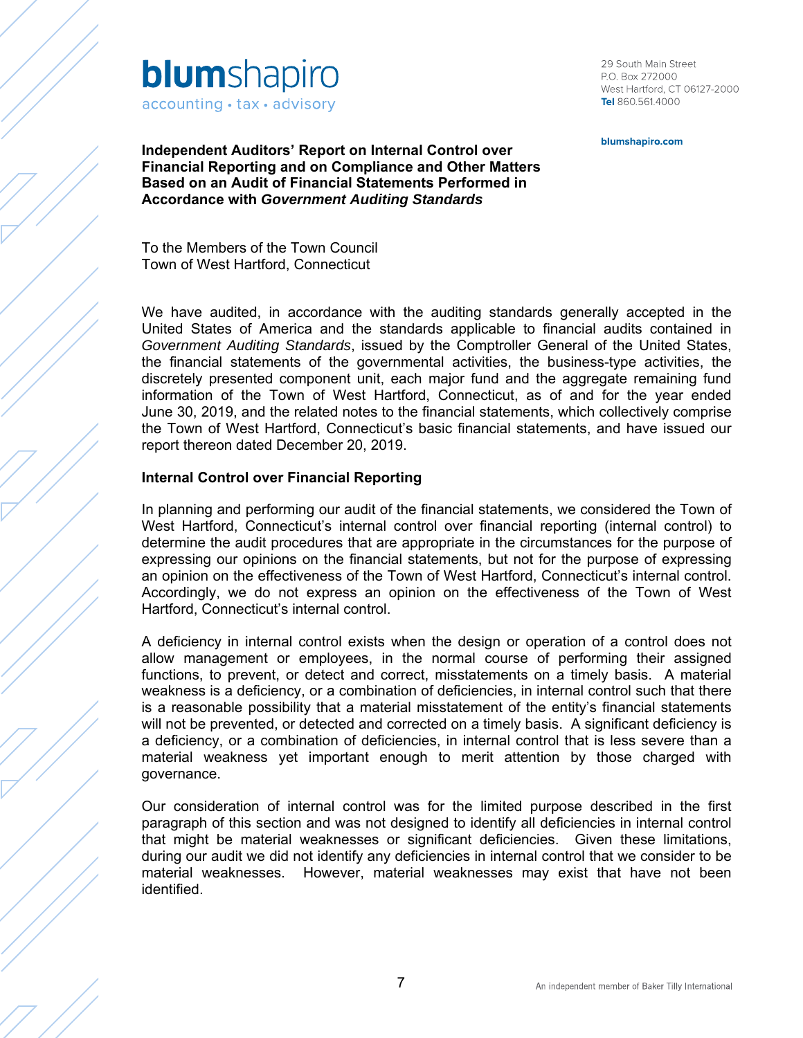**blumshapiro**
accounting • tax • advisory

29 South Main Street
P.O. Box 272000
West Hartford, CT 06127-2000
**Tel** 860.561.4000

**blumshapiro.com**

**Independent Auditors' Report on Internal Control over Financial Reporting and on Compliance and Other Matters Based on an Audit of Financial Statements Performed in Accordance with *Government Auditing Standards***

To the Members of the Town Council
Town of West Hartford, Connecticut

We have audited, in accordance with the auditing standards generally accepted in the United States of America and the standards applicable to financial audits contained in *Government Auditing Standards*, issued by the Comptroller General of the United States, the financial statements of the governmental activities, the business-type activities, the discretely presented component unit, each major fund and the aggregate remaining fund information of the Town of West Hartford, Connecticut, as of and for the year ended June 30, 2019, and the related notes to the financial statements, which collectively comprise the Town of West Hartford, Connecticut's basic financial statements, and have issued our report thereon dated December 20, 2019.

**Internal Control over Financial Reporting**

In planning and performing our audit of the financial statements, we considered the Town of West Hartford, Connecticut's internal control over financial reporting (internal control) to determine the audit procedures that are appropriate in the circumstances for the purpose of expressing our opinions on the financial statements, but not for the purpose of expressing an opinion on the effectiveness of the Town of West Hartford, Connecticut's internal control. Accordingly, we do not express an opinion on the effectiveness of the Town of West Hartford, Connecticut's internal control.

A deficiency in internal control exists when the design or operation of a control does not allow management or employees, in the normal course of performing their assigned functions, to prevent, or detect and correct, misstatements on a timely basis. A material weakness is a deficiency, or a combination of deficiencies, in internal control such that there is a reasonable possibility that a material misstatement of the entity's financial statements will not be prevented, or detected and corrected on a timely basis. A significant deficiency is a deficiency, or a combination of deficiencies, in internal control that is less severe than a material weakness yet important enough to merit attention by those charged with governance.

Our consideration of internal control was for the limited purpose described in the first paragraph of this section and was not designed to identify all deficiencies in internal control that might be material weaknesses or significant deficiencies. Given these limitations, during our audit we did not identify any deficiencies in internal control that we consider to be material weaknesses. However, material weaknesses may exist that have not been identified.

An independent member of Baker Tilly International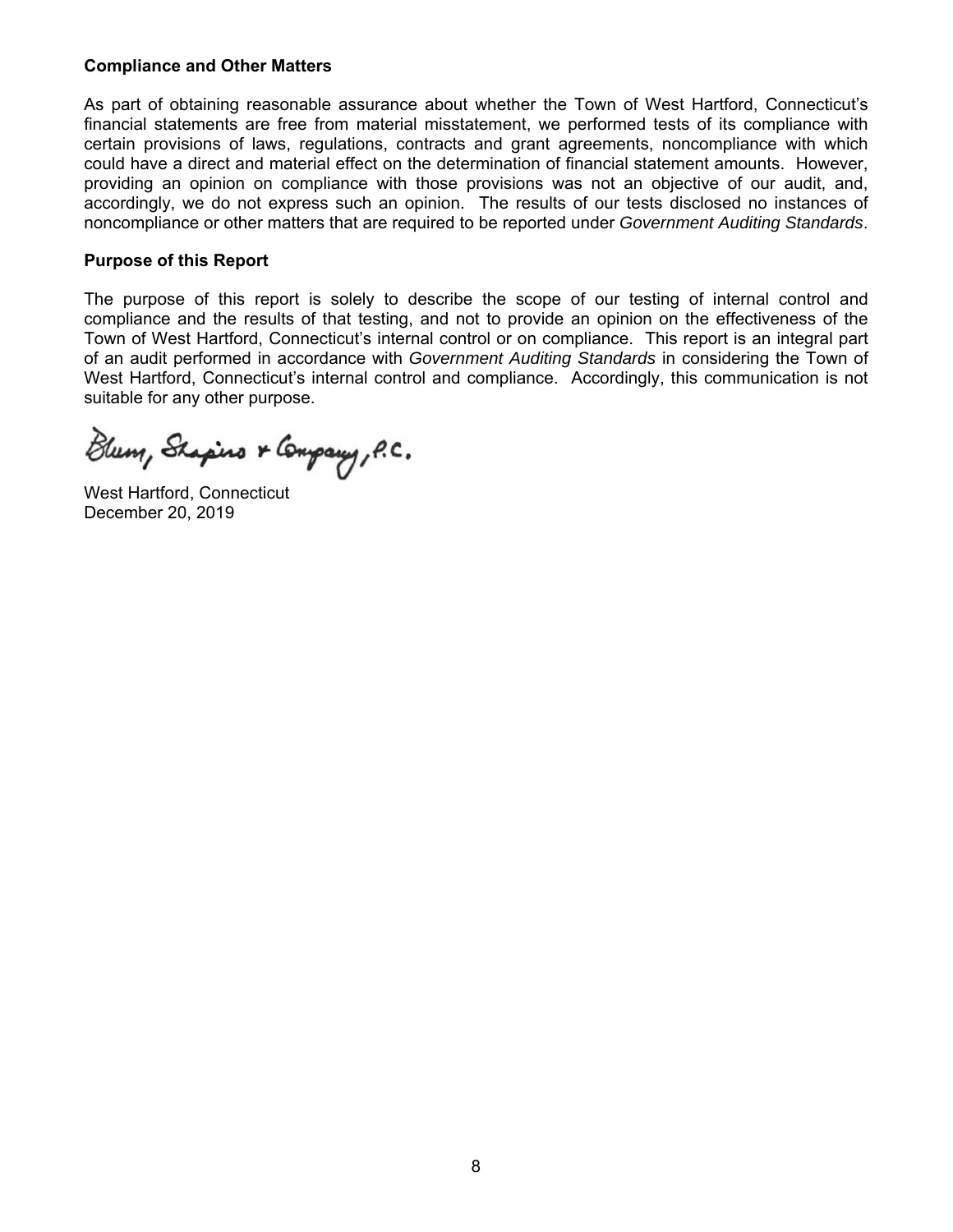**Compliance and Other Matters**

As part of obtaining reasonable assurance about whether the Town of West Hartford, Connecticut's financial statements are free from material misstatement, we performed tests of its compliance with certain provisions of laws, regulations, contracts and grant agreements, noncompliance with which could have a direct and material effect on the determination of financial statement amounts. However, providing an opinion on compliance with those provisions was not an objective of our audit, and, accordingly, we do not express such an opinion. The results of our tests disclosed no instances of noncompliance or other matters that are required to be reported under *Government Auditing Standards*.

**Purpose of this Report**

The purpose of this report is solely to describe the scope of our testing of internal control and compliance and the results of that testing, and not to provide an opinion on the effectiveness of the Town of West Hartford, Connecticut's internal control or on compliance. This report is an integral part of an audit performed in accordance with *Government Auditing Standards* in considering the Town of West Hartford, Connecticut's internal control and compliance. Accordingly, this communication is not suitable for any other purpose.

Blum, Shapiro & Company, P.C.

West Hartford, Connecticut
December 20, 2019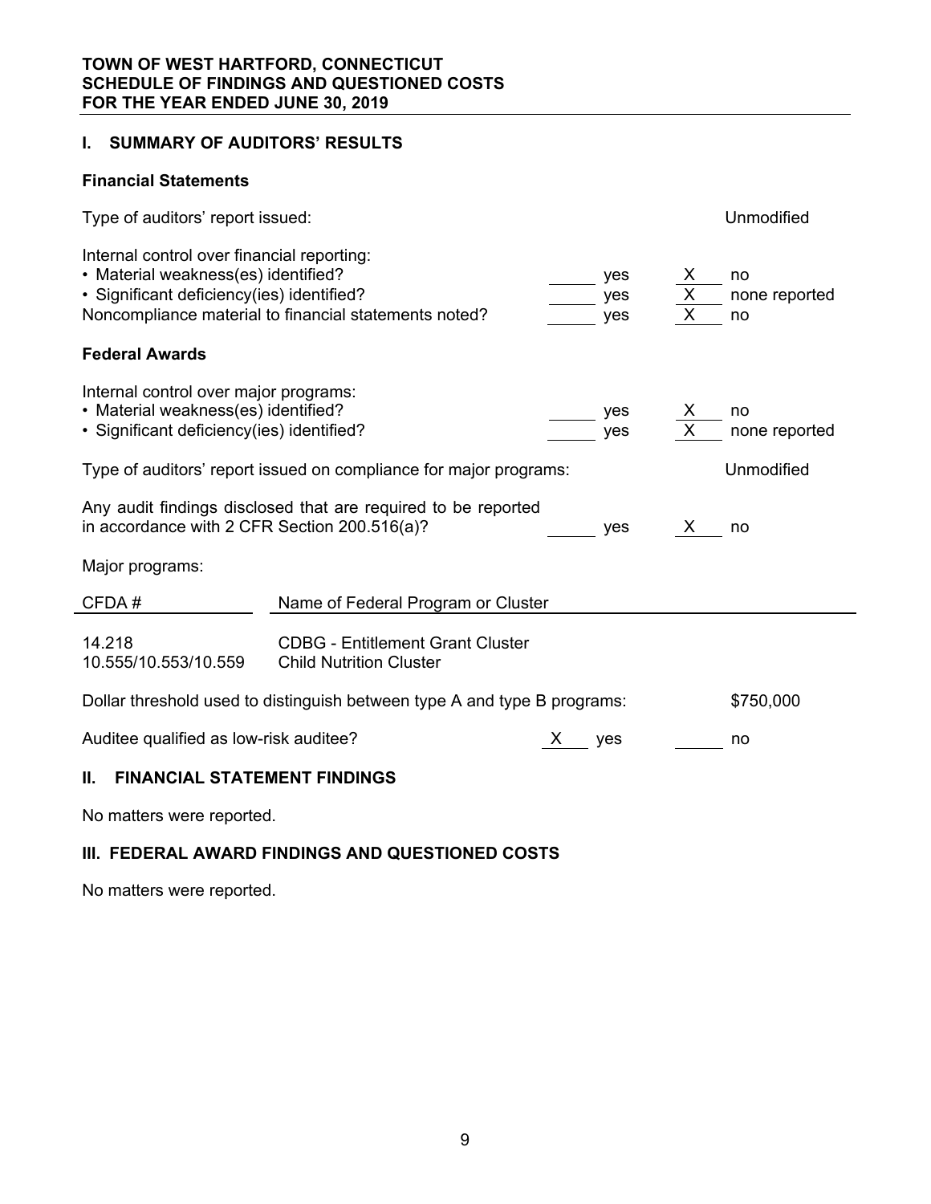**TOWN OF WEST HARTFORD, CONNECTICUT**
**SCHEDULE OF FINDINGS AND QUESTIONED COSTS**
**FOR THE YEAR ENDED JUNE 30, 2019**

## I. SUMMARY OF AUDITORS' RESULTS

### Financial Statements

Type of auditors' report issued: Unmodified

Internal control over financial reporting:

- Material weakness(es) identified? ______ yes __X__ no
- Significant deficiency(ies) identified? ______ yes __X__ none reported

Noncompliance material to financial statements noted? ______ yes __X__ no

### Federal Awards

Internal control over major programs:

- Material weakness(es) identified? ______ yes __X__ no
- Significant deficiency(ies) identified? ______ yes __X__ none reported

Type of auditors' report issued on compliance for major programs: Unmodified

Any audit findings disclosed that are required to be reported in accordance with 2 CFR Section 200.516(a)? ______ yes __X__ no

Major programs:

| CFDA # | Name of Federal Program or Cluster |
|---|---|
| 14.218 | CDBG - Entitlement Grant Cluster |
| 10.555/10.553/10.559 | Child Nutrition Cluster |

Dollar threshold used to distinguish between type A and type B programs: $750,000

Auditee qualified as low-risk auditee? __X__ yes ______ no

## II. FINANCIAL STATEMENT FINDINGS

No matters were reported.

## III. FEDERAL AWARD FINDINGS AND QUESTIONED COSTS

No matters were reported.